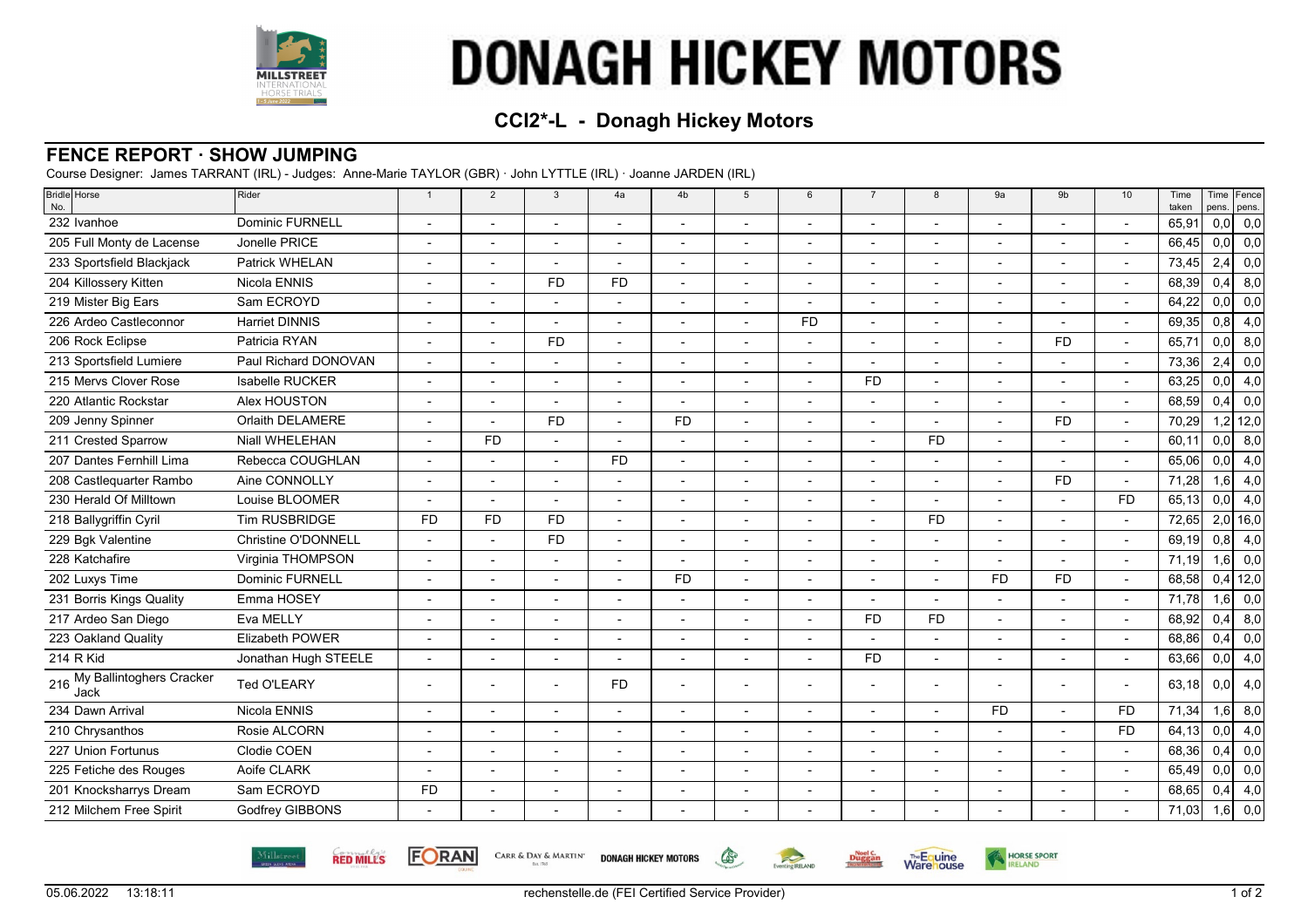# DONAGH HICKEY MOTORS

## CCI2*-L - Donagh Hickey Motors

## FENCE REPORT · SHOW JUMPING

Course Designer: James TARRANT (IRL) - Judges: Anne-Marie TAYLOR (GBR) · John LYTTLE (IRL) · Joanne JARDEN (IRL)

| Bridle No. | Horse | Rider | 1 | 2 | 3 | 4a | 4b | 5 | 6 | 7 | 8 | 9a | 9b | 10 | Time taken | Time pens. | Fence pens. |
|---|---|---|---|---|---|---|---|---|---|---|---|---|---|---|---|---|---|
| 232 | Ivanhoe | Dominic FURNELL | - | - | - | - | - | - | - | - | - | - | - | - | 65,91 | 0,0 | 0,0 |
| 205 | Full Monty de Lacense | Jonelle PRICE | - | - | - | - | - | - | - | - | - | - | - | - | 66,45 | 0,0 | 0,0 |
| 233 | Sportsfield Blackjack | Patrick WHELAN | - | - | - | - | - | - | - | - | - | - | - | - | 73,45 | 2,4 | 0,0 |
| 204 | Killossery Kitten | Nicola ENNIS | - | - | FD | FD | - | - | - | - | - | - | - | - | 68,39 | 0,4 | 8,0 |
| 219 | Mister Big Ears | Sam ECROYD | - | - | - | - | - | - | - | - | - | - | - | - | 64,22 | 0,0 | 0,0 |
| 226 | Ardeo Castleconnor | Harriet DINNIS | - | - | - | - | - | - | FD | - | - | - | - | - | 69,35 | 0,8 | 4,0 |
| 206 | Rock Eclipse | Patricia RYAN | - | - | FD | - | - | - | - | - | - | - | FD | - | 65,71 | 0,0 | 8,0 |
| 213 | Sportsfield Lumiere | Paul Richard DONOVAN | - | - | - | - | - | - | - | - | - | - | - | - | 73,36 | 2,4 | 0,0 |
| 215 | Mervs Clover Rose | Isabelle RUCKER | - | - | - | - | - | - | - | FD | - | - | - | - | 63,25 | 0,0 | 4,0 |
| 220 | Atlantic Rockstar | Alex HOUSTON | - | - | - | - | - | - | - | - | - | - | - | - | 68,59 | 0,4 | 0,0 |
| 209 | Jenny Spinner | Orlaith DELAMERE | - | - | FD | - | FD | - | - | - | - | - | FD | - | 70,29 | 1,2 | 12,0 |
| 211 | Crested Sparrow | Niall WHELEHAN | - | FD | - | - | - | - | - | - | FD | - | - | - | 60,11 | 0,0 | 8,0 |
| 207 | Dantes Fernhill Lima | Rebecca COUGHLAN | - | - | - | FD | - | - | - | - | - | - | - | - | 65,06 | 0,0 | 4,0 |
| 208 | Castlequarter Rambo | Aine CONNOLLY | - | - | - | - | - | - | - | - | - | - | FD | - | 71,28 | 1,6 | 4,0 |
| 230 | Herald Of Milltown | Louise BLOOMER | - | - | - | - | - | - | - | - | - | - | - | FD | 65,13 | 0,0 | 4,0 |
| 218 | Ballygriffin Cyril | Tim RUSBRIDGE | FD | FD | FD | - | - | - | - | - | FD | - | - | - | 72,65 | 2,0 | 16,0 |
| 229 | Bgk Valentine | Christine O'DONNELL | - | - | FD | - | - | - | - | - | - | - | - | - | 69,19 | 0,8 | 4,0 |
| 228 | Katchafire | Virginia THOMPSON | - | - | - | - | - | - | - | - | - | - | - | - | 71,19 | 1,6 | 0,0 |
| 202 | Luxys Time | Dominic FURNELL | - | - | - | - | FD | - | - | - | - | FD | FD | - | 68,58 | 0,4 | 12,0 |
| 231 | Borris Kings Quality | Emma HOSEY | - | - | - | - | - | - | - | - | - | - | - | - | 71,78 | 1,6 | 0,0 |
| 217 | Ardeo San Diego | Eva MELLY | - | - | - | - | - | - | - | FD | FD | - | - | - | 68,92 | 0,4 | 8,0 |
| 223 | Oakland Quality | Elizabeth POWER | - | - | - | - | - | - | - | - | - | - | - | - | 68,86 | 0,4 | 0,0 |
| 214 | R Kid | Jonathan Hugh STEELE | - | - | - | - | - | - | - | FD | - | - | - | - | 63,66 | 0,0 | 4,0 |
| 216 | My Ballintoghers Cracker Jack | Ted O'LEARY | - | - | - | FD | - | - | - | - | - | - | - | - | 63,18 | 0,0 | 4,0 |
| 234 | Dawn Arrival | Nicola ENNIS | - | - | - | - | - | - | - | - | - | FD | - | FD | 71,34 | 1,6 | 8,0 |
| 210 | Chrysanthos | Rosie ALCORN | - | - | - | - | - | - | - | - | - | - | - | FD | 64,13 | 0,0 | 4,0 |
| 227 | Union Fortunus | Clodie COEN | - | - | - | - | - | - | - | - | - | - | - | - | 68,36 | 0,4 | 0,0 |
| 225 | Fetiche des Rouges | Aoife CLARK | - | - | - | - | - | - | - | - | - | - | - | - | 65,49 | 0,0 | 0,0 |
| 201 | Knocksharrys Dream | Sam ECROYD | FD | - | - | - | - | - | - | - | - | - | - | - | 68,65 | 0,4 | 4,0 |
| 212 | Milchem Free Spirit | Godfrey GIBBONS | - | - | - | - | - | - | - | - | - | - | - | - | 71,03 | 1,6 | 0,0 |

05.06.2022 13:18:11 rechenstelle.de (FEI Certified Service Provider)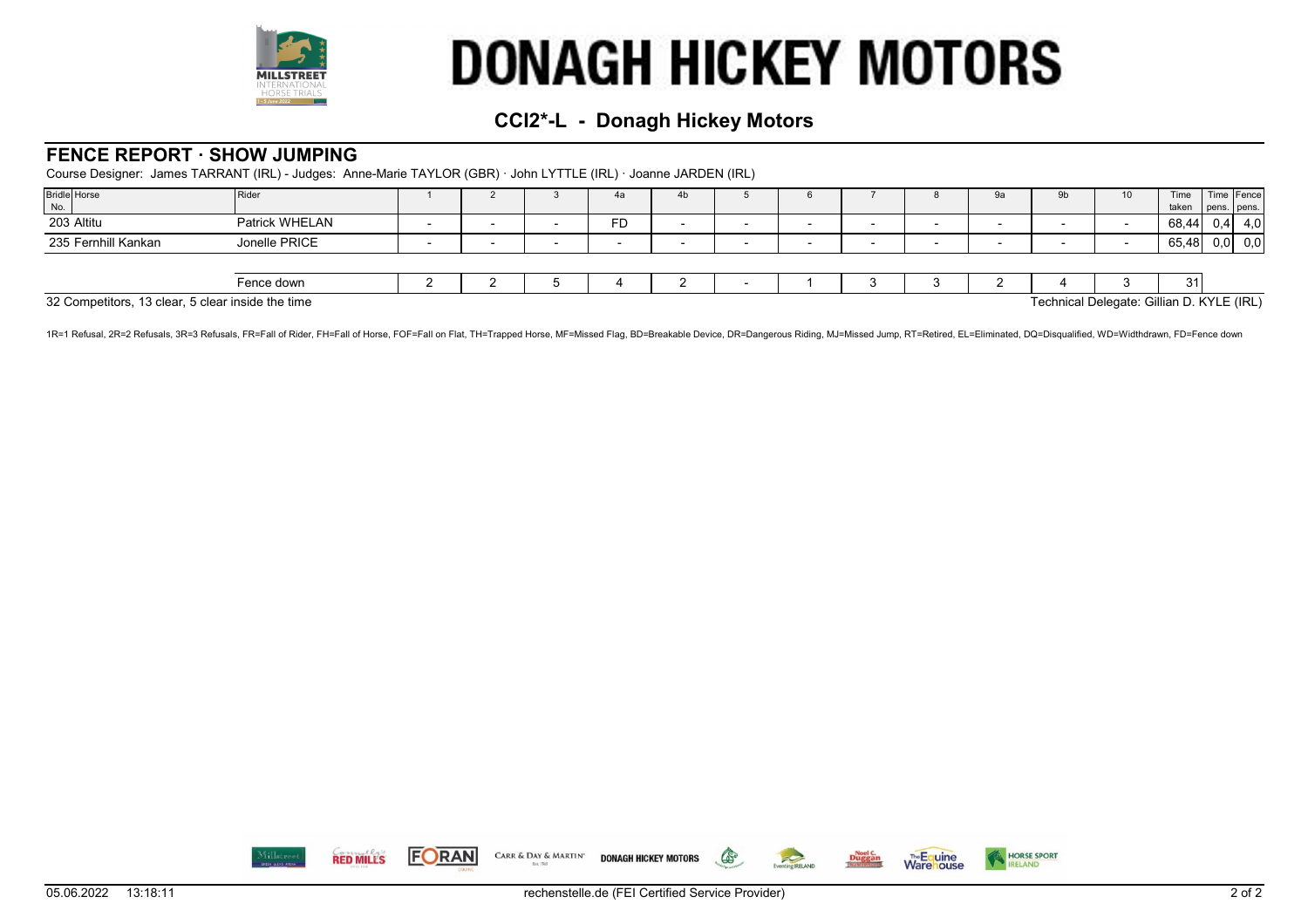# DONAGH HICKEY MOTORS

## CCI2*-L - Donagh Hickey Motors

### FENCE REPORT · SHOW JUMPING

Course Designer: James TARRANT (IRL) - Judges: Anne-Marie TAYLOR (GBR) · John LYTTLE (IRL) · Joanne JARDEN (IRL)

| Bridle No. | Horse | Rider | 1 | 2 | 3 | 4a | 4b | 5 | 6 | 7 | 8 | 9a | 9b | 10 | Time taken | Time pens. | Fence pens. |
|---|---|---|---|---|---|---|---|---|---|---|---|---|---|---|---|---|---|
| 203 | Altitu | Patrick WHELAN | - | - | - | FD | - | - | - | - | - | - | - | - | 68,44 | 0,4 | 4,0 |
| 235 | Fernhill Kankan | Jonelle PRICE | - | - | - | - | - | - | - | - | - | - | - | - | 65,48 | 0,0 | 0,0 |
| | | Fence down | 2 | 2 | 5 | 4 | 2 | - | 1 | 3 | 3 | 2 | 4 | 3 | 31 | | |

32 Competitors, 13 clear, 5 clear inside the time

Technical Delegate: Gillian D. KYLE (IRL)

1R=1 Refusal, 2R=2 Refusals, 3R=3 Refusals, FR=Fall of Rider, FH=Fall of Horse, FOF=Fall on Flat, TH=Trapped Horse, MF=Missed Flag, BD=Breakable Device, DR=Dangerous Riding, MJ=Missed Jump, RT=Retired, EL=Eliminated, DQ=Disqualified, WD=Widthdrawn, FD=Fence down

05.06.2022 13:18:11 rechenstelle.de (FEI Certified Service Provider)